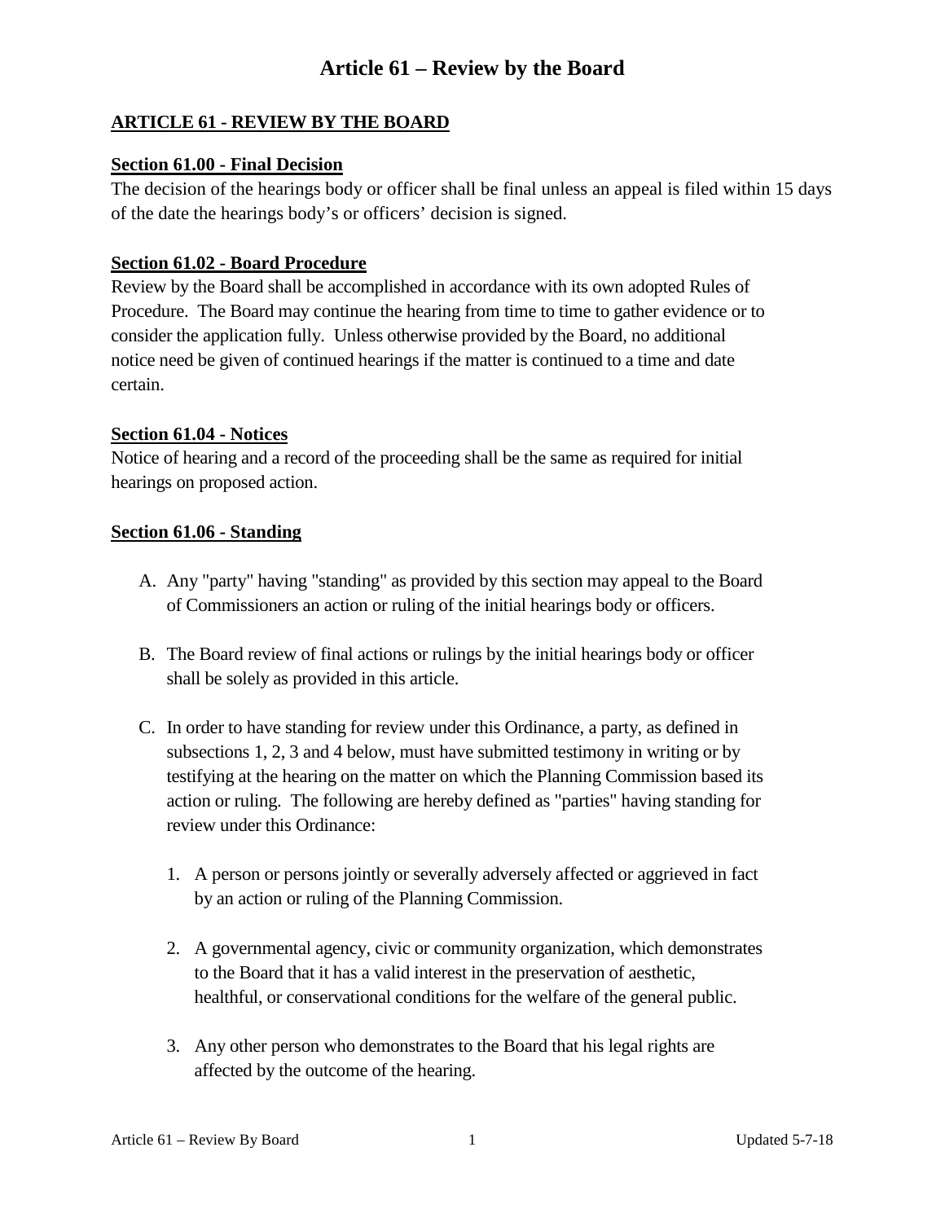# Article 61 – Review by the Board

## ARTICLE 61 - REVIEW BY THE BOARD

### Section 61.00 - Final Decision

The decision of the hearings body or officer shall be final unless an appeal is filed within 15 days of the date the hearings body's or officers' decision is signed.

### Section 61.02 - Board Procedure

Review by the Board shall be accomplished in accordance with its own adopted Rules of Procedure. The Board may continue the hearing from time to time to gather evidence or to consider the application fully. Unless otherwise provided by the Board, no additional notice need be given of continued hearings if the matter is continued to a time and date certain.

### Section 61.04 - Notices

Notice of hearing and a record of the proceeding shall be the same as required for initial hearings on proposed action.

### Section 61.06 - Standing

A. Any "party" having "standing" as provided by this section may appeal to the Board of Commissioners an action or ruling of the initial hearings body or officers.

B. The Board review of final actions or rulings by the initial hearings body or officer shall be solely as provided in this article.

C. In order to have standing for review under this Ordinance, a party, as defined in subsections 1, 2, 3 and 4 below, must have submitted testimony in writing or by testifying at the hearing on the matter on which the Planning Commission based its action or ruling. The following are hereby defined as "parties" having standing for review under this Ordinance:

   1. A person or persons jointly or severally adversely affected or aggrieved in fact by an action or ruling of the Planning Commission.

   2. A governmental agency, civic or community organization, which demonstrates to the Board that it has a valid interest in the preservation of aesthetic, healthful, or conservational conditions for the welfare of the general public.

   3. Any other person who demonstrates to the Board that his legal rights are affected by the outcome of the hearing.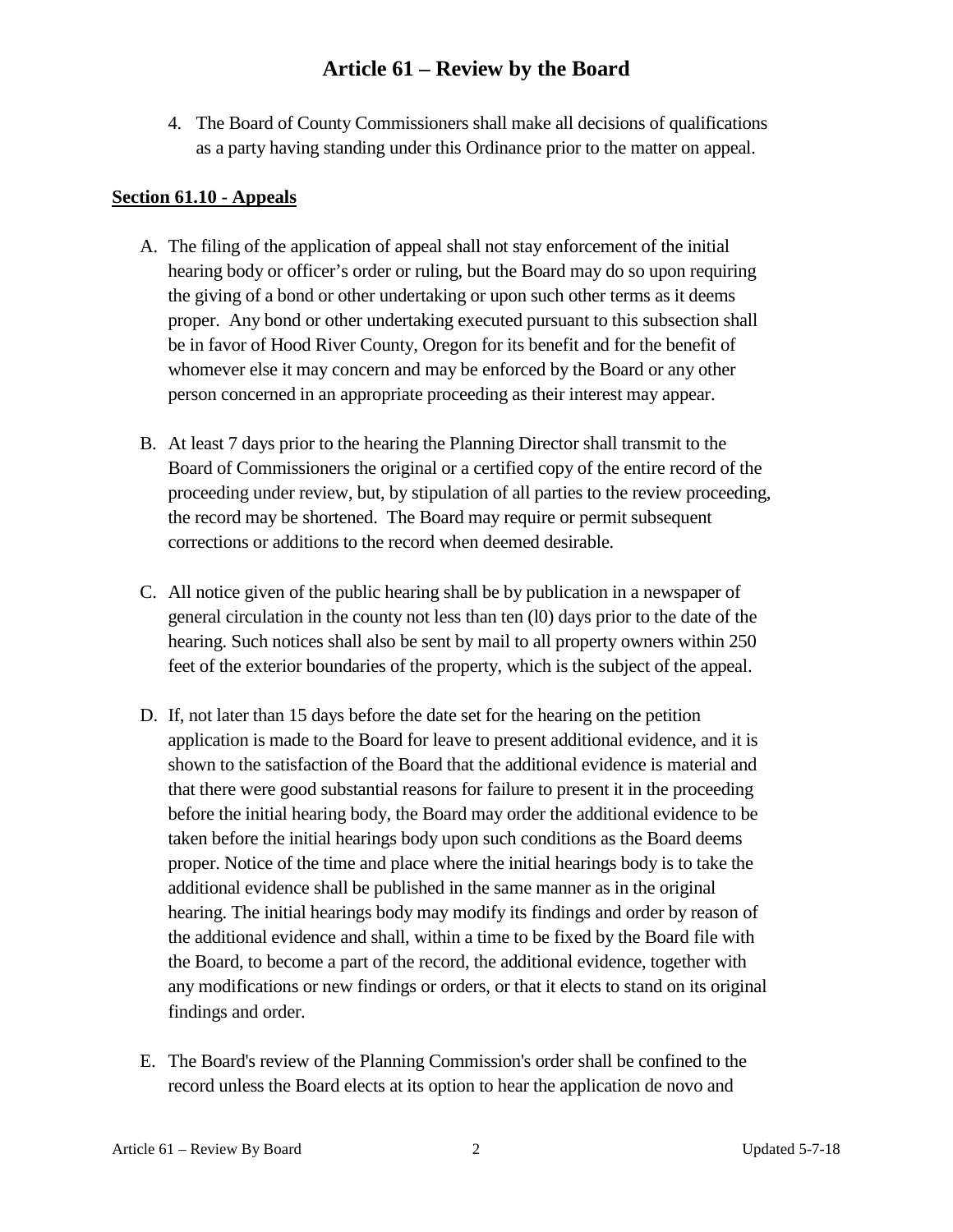4. The Board of County Commissioners shall make all decisions of qualifications as a party having standing under this Ordinance prior to the matter on appeal.

**Section 61.10 - Appeals**

A. The filing of the application of appeal shall not stay enforcement of the initial hearing body or officer's order or ruling, but the Board may do so upon requiring the giving of a bond or other undertaking or upon such other terms as it deems proper. Any bond or other undertaking executed pursuant to this subsection shall be in favor of Hood River County, Oregon for its benefit and for the benefit of whomever else it may concern and may be enforced by the Board or any other person concerned in an appropriate proceeding as their interest may appear.

B. At least 7 days prior to the hearing the Planning Director shall transmit to the Board of Commissioners the original or a certified copy of the entire record of the proceeding under review, but, by stipulation of all parties to the review proceeding, the record may be shortened. The Board may require or permit subsequent corrections or additions to the record when deemed desirable.

C. All notice given of the public hearing shall be by publication in a newspaper of general circulation in the county not less than ten (l0) days prior to the date of the hearing. Such notices shall also be sent by mail to all property owners within 250 feet of the exterior boundaries of the property, which is the subject of the appeal.

D. If, not later than 15 days before the date set for the hearing on the petition application is made to the Board for leave to present additional evidence, and it is shown to the satisfaction of the Board that the additional evidence is material and that there were good substantial reasons for failure to present it in the proceeding before the initial hearing body, the Board may order the additional evidence to be taken before the initial hearings body upon such conditions as the Board deems proper. Notice of the time and place where the initial hearings body is to take the additional evidence shall be published in the same manner as in the original hearing. The initial hearings body may modify its findings and order by reason of the additional evidence and shall, within a time to be fixed by the Board file with the Board, to become a part of the record, the additional evidence, together with any modifications or new findings or orders, or that it elects to stand on its original findings and order.

E. The Board's review of the Planning Commission's order shall be confined to the record unless the Board elects at its option to hear the application de novo and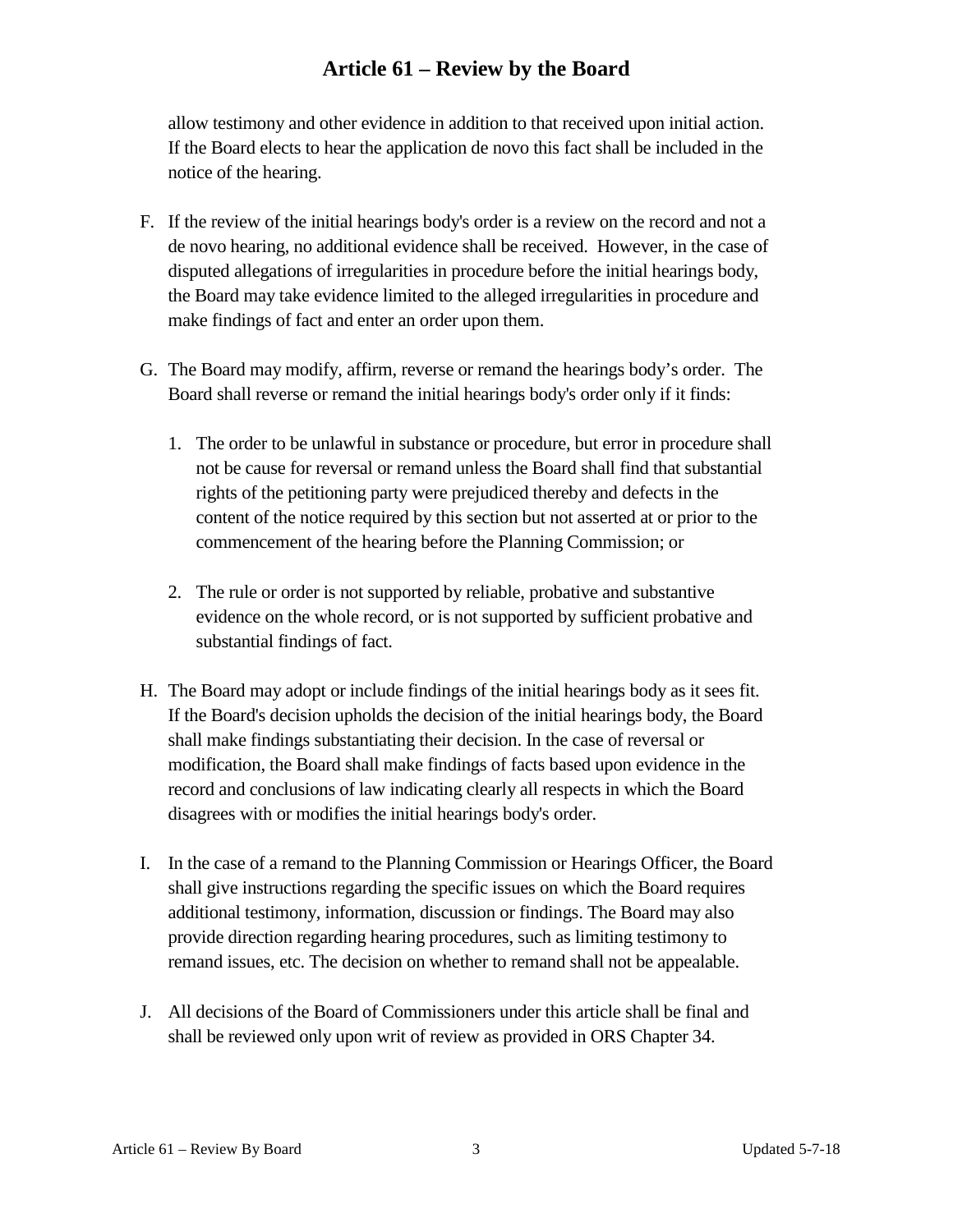allow testimony and other evidence in addition to that received upon initial action. If the Board elects to hear the application de novo this fact shall be included in the notice of the hearing.

F. If the review of the initial hearings body's order is a review on the record and not a de novo hearing, no additional evidence shall be received. However, in the case of disputed allegations of irregularities in procedure before the initial hearings body, the Board may take evidence limited to the alleged irregularities in procedure and make findings of fact and enter an order upon them.

G. The Board may modify, affirm, reverse or remand the hearings body's order. The Board shall reverse or remand the initial hearings body's order only if it finds:

   1. The order to be unlawful in substance or procedure, but error in procedure shall not be cause for reversal or remand unless the Board shall find that substantial rights of the petitioning party were prejudiced thereby and defects in the content of the notice required by this section but not asserted at or prior to the commencement of the hearing before the Planning Commission; or

   2. The rule or order is not supported by reliable, probative and substantive evidence on the whole record, or is not supported by sufficient probative and substantial findings of fact.

H. The Board may adopt or include findings of the initial hearings body as it sees fit. If the Board's decision upholds the decision of the initial hearings body, the Board shall make findings substantiating their decision. In the case of reversal or modification, the Board shall make findings of facts based upon evidence in the record and conclusions of law indicating clearly all respects in which the Board disagrees with or modifies the initial hearings body's order.

I. In the case of a remand to the Planning Commission or Hearings Officer, the Board shall give instructions regarding the specific issues on which the Board requires additional testimony, information, discussion or findings. The Board may also provide direction regarding hearing procedures, such as limiting testimony to remand issues, etc. The decision on whether to remand shall not be appealable.

J. All decisions of the Board of Commissioners under this article shall be final and shall be reviewed only upon writ of review as provided in ORS Chapter 34.